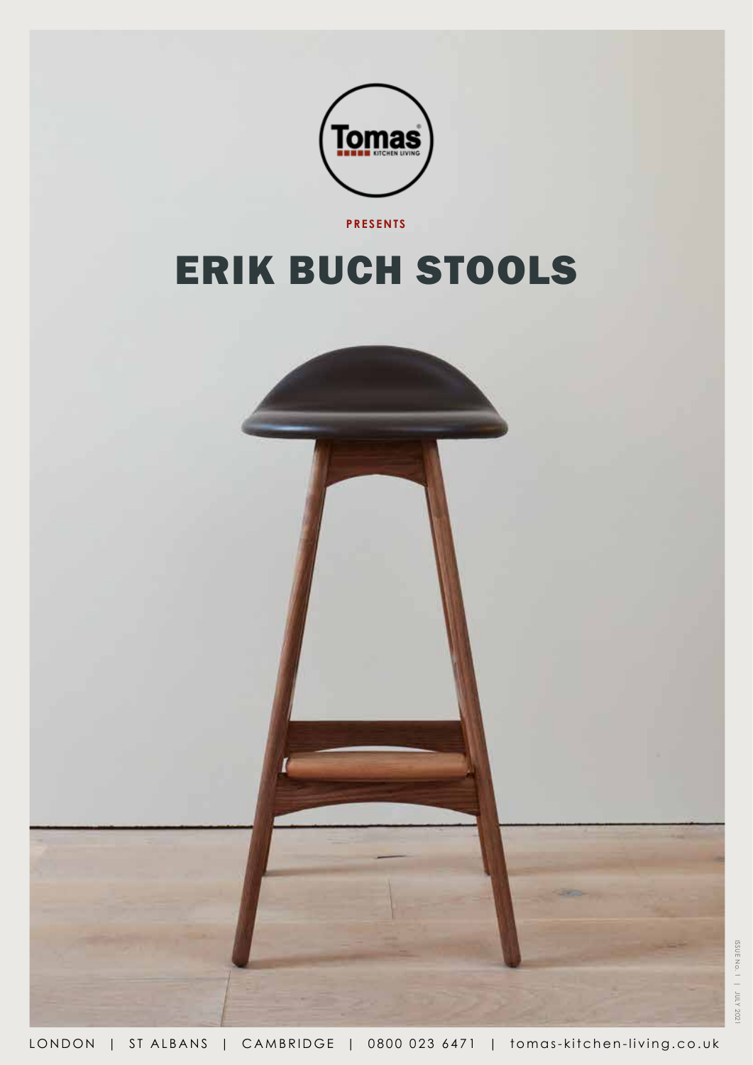PRESENTS

# ERIK BUCH STOOLS

ISSUE No. 1 | JULY 2021

LONDON | ST ALBANS | CAMBRIDGE | 0800 023 6471 | tomas-kitchen-living.co.uk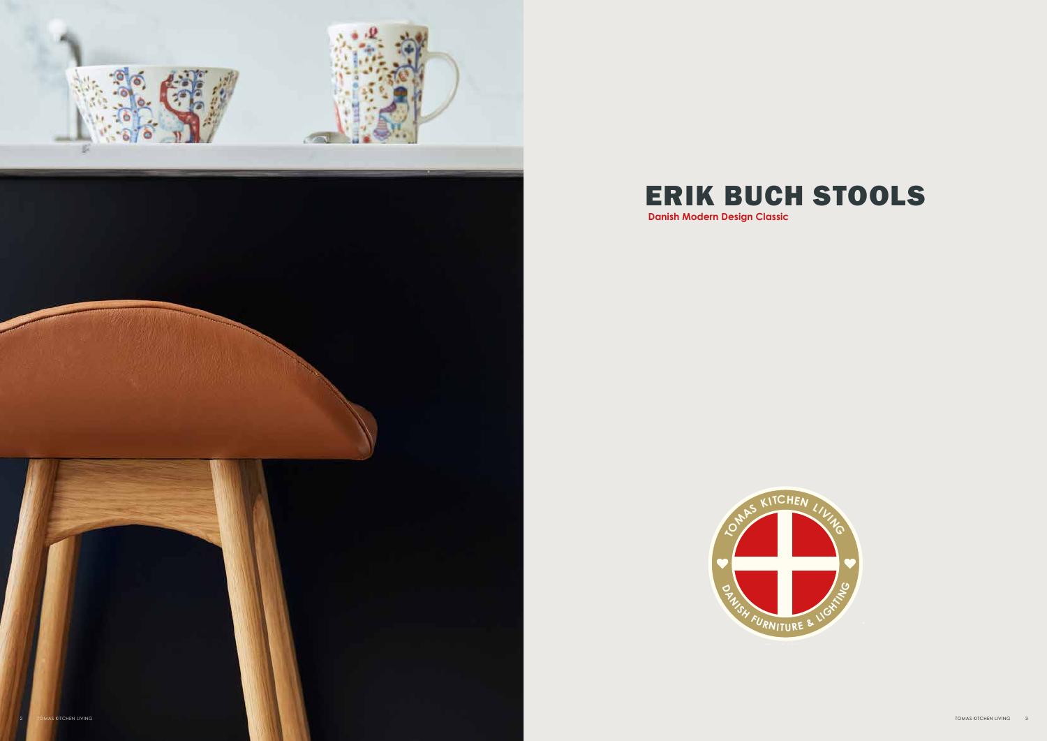# ERIK BUCH STOOLS

**Danish Modern Design Classic**

TOMAS KITCHEN LIVING

DANISH FURNITURE & LIGHTING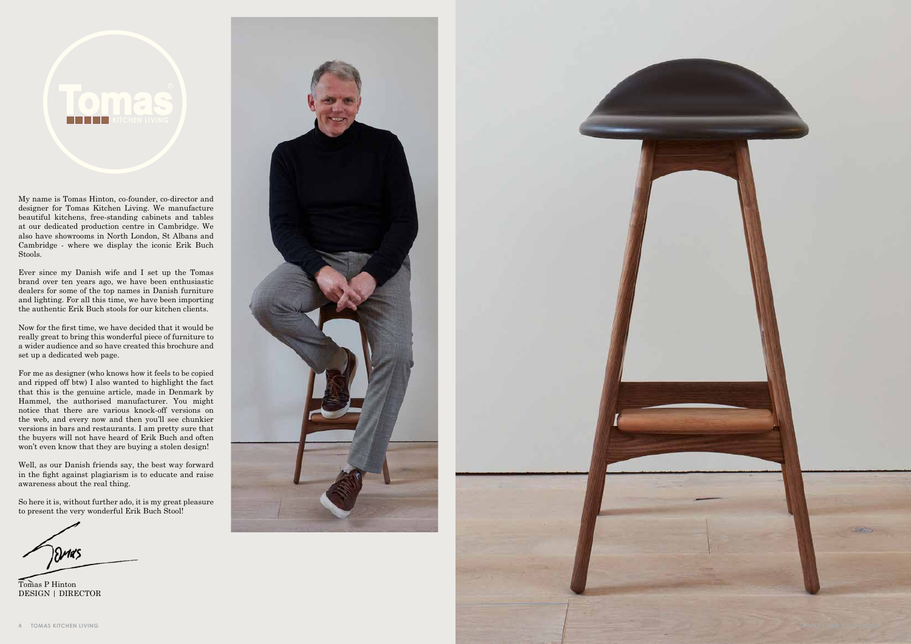My name is Tomas Hinton, co-founder, co-director and designer for Tomas Kitchen Living. We manufacture beautiful kitchens, free-standing cabinets and tables at our dedicated production centre in Cambridge. We also have showrooms in North London, St Albans and Cambridge - where we display the iconic Erik Buch Stools.

Ever since my Danish wife and I set up the Tomas brand over ten years ago, we have been enthusiastic dealers for some of the top names in Danish furniture and lighting. For all this time, we have been importing the authentic Erik Buch stools for our kitchen clients.

Now for the first time, we have decided that it would be really great to bring this wonderful piece of furniture to a wider audience and so have created this brochure and set up a dedicated web page.

For me as designer (who knows how it feels to be copied and ripped off btw) I also wanted to highlight the fact that this is the genuine article, made in Denmark by Hammel, the authorised manufacturer. You might notice that there are various knock-off versions on the web, and every now and then you'll see chunkier versions in bars and restaurants. I am pretty sure that the buyers will not have heard of Erik Buch and often won't even know that they are buying a stolen design!

Well, as our Danish friends say, the best way forward in the fight against plagiarism is to educate and raise awareness about the real thing.

So here it is, without further ado, it is my great pleasure to present the very wonderful Erik Buch Stool!

Tomas P Hinton
DESIGN | DIRECTOR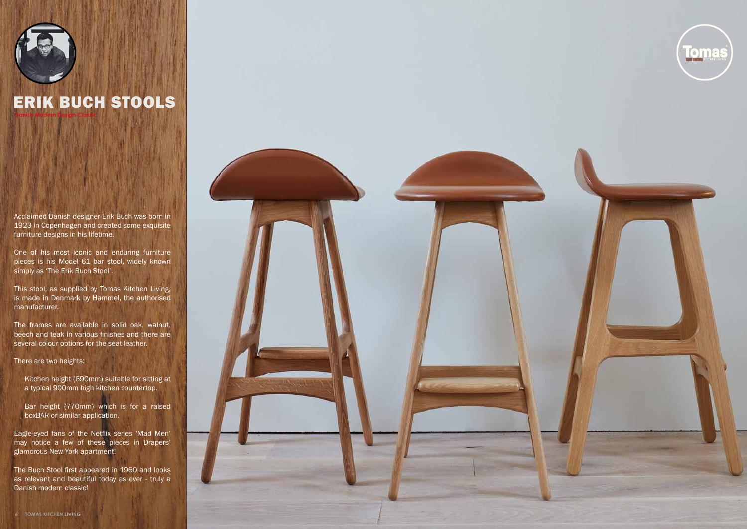# ERIK BUCH STOOLS

Danish Modern Design Classic

Acclaimed Danish designer Erik Buch was born in 1923 in Copenhagen and created some exquisite furniture designs in his lifetime.

One of his most iconic and enduring furniture pieces is his Model 61 bar stool, widely known simply as 'The Erik Buch Stool'.

This stool, as supplied by Tomas Kitchen Living, is made in Denmark by Hammel, the authorised manufacturer.

The frames are available in solid oak, walnut, beech and teak in various finishes and there are several colour options for the seat leather.

There are two heights:

Kitchen height (690mm) suitable for sitting at a typical 900mm high kitchen countertop.

Bar height (770mm) which is for a raised boxBAR or similar application.

Eagle-eyed fans of the Netflix series 'Mad Men' may notice a few of these pieces in Drapers' glamorous New York apartment!

The Buch Stool first appeared in 1960 and looks as relevant and beautiful today as ever - truly a Danish modern classic!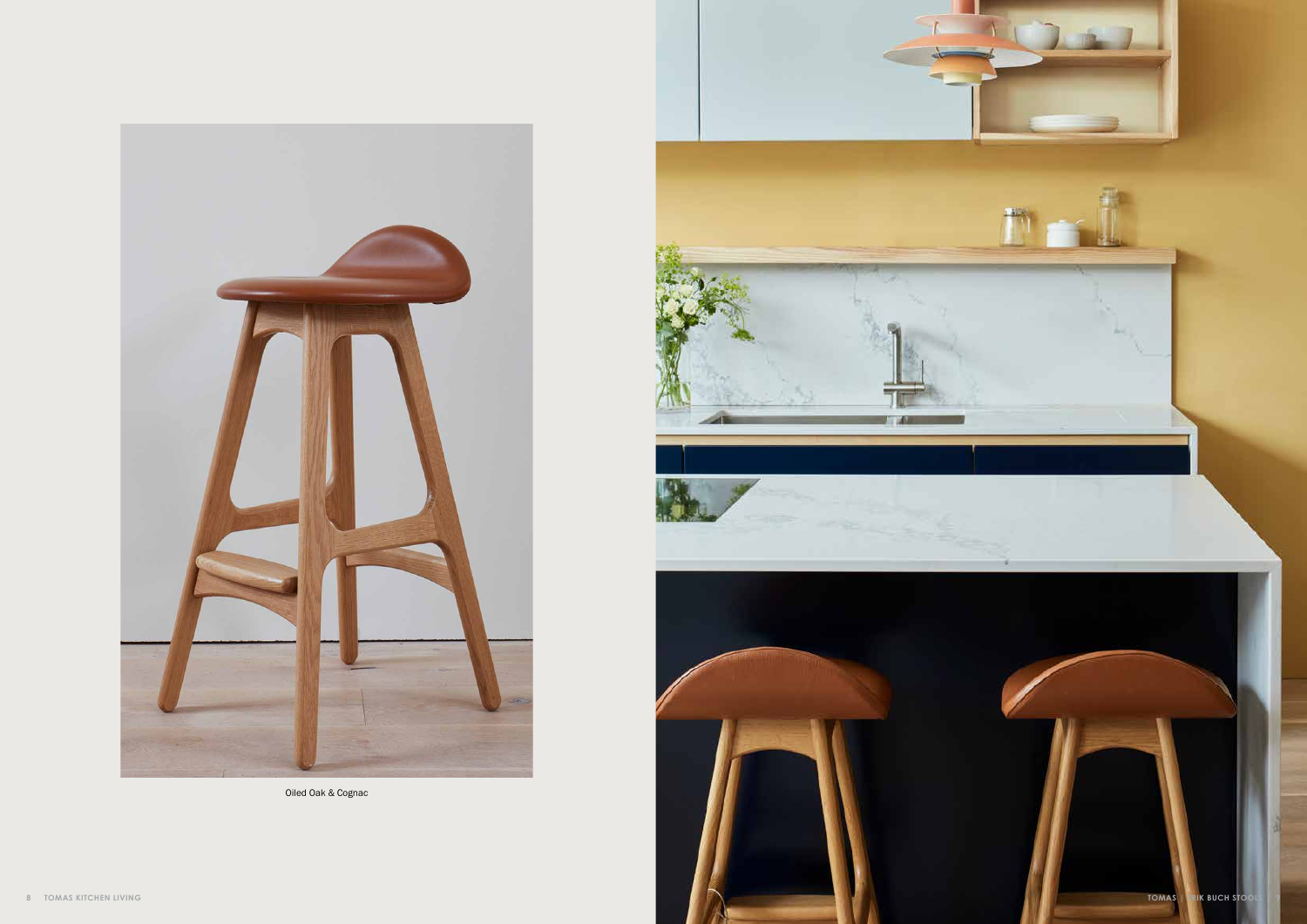Oiled Oak & Cognac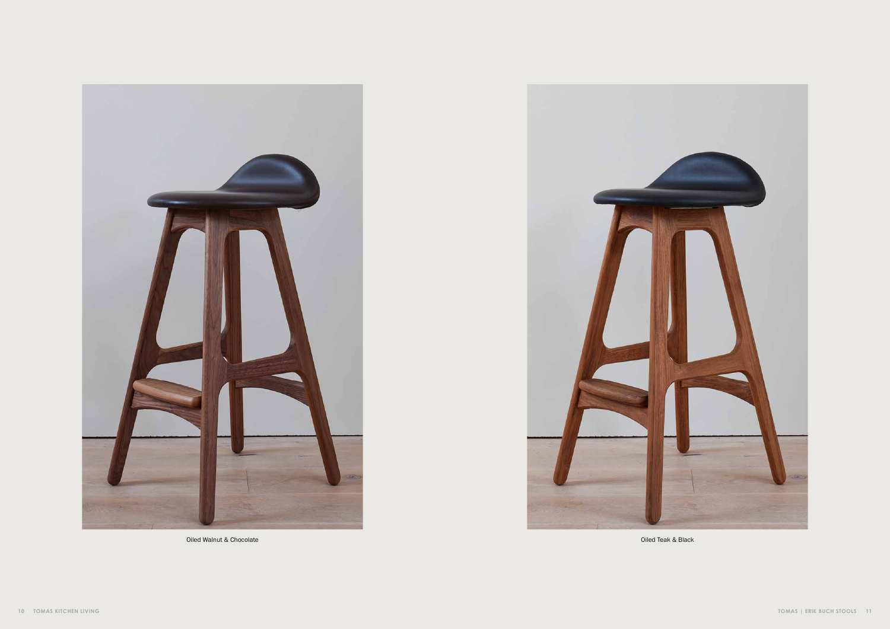Oiled Walnut & Chocolate

Oiled Teak & Black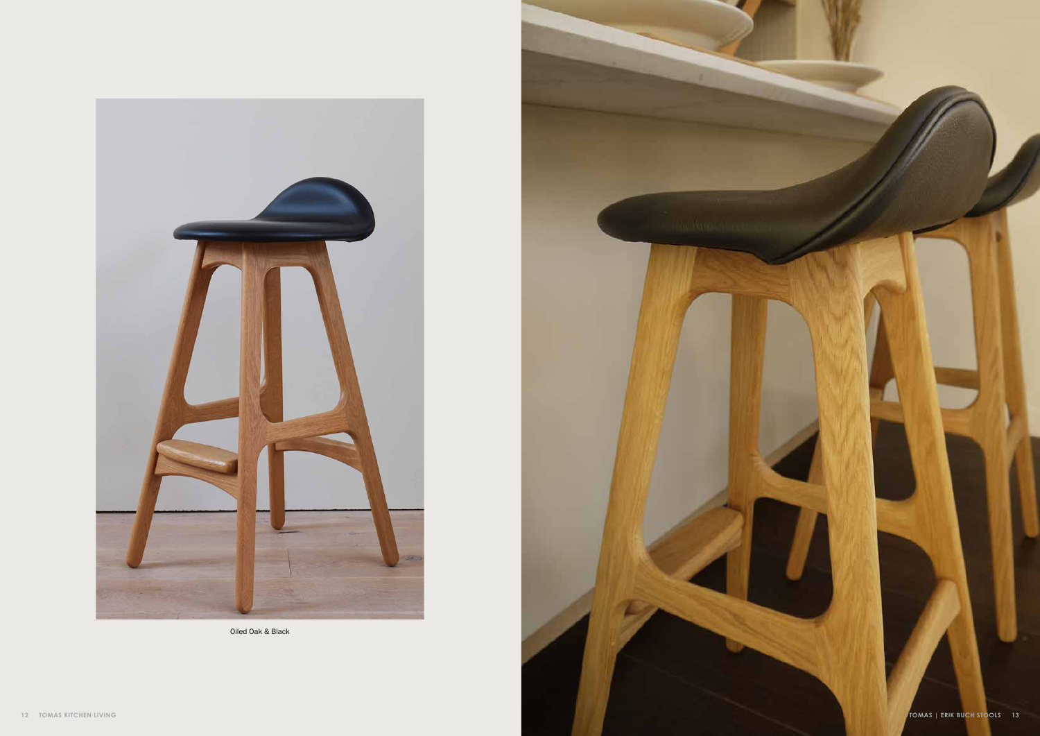Oiled Oak & Black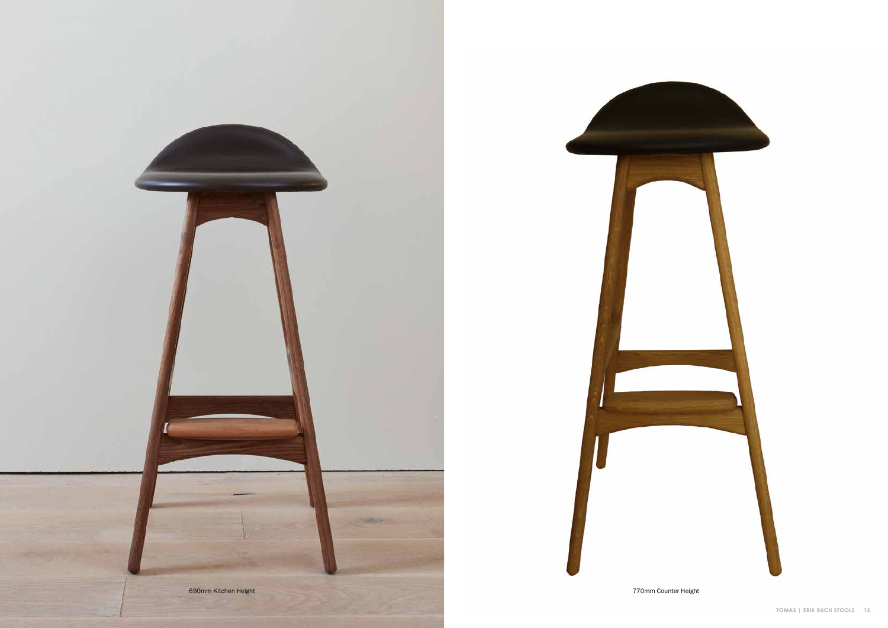690mm Kitchen Height

770mm Counter Height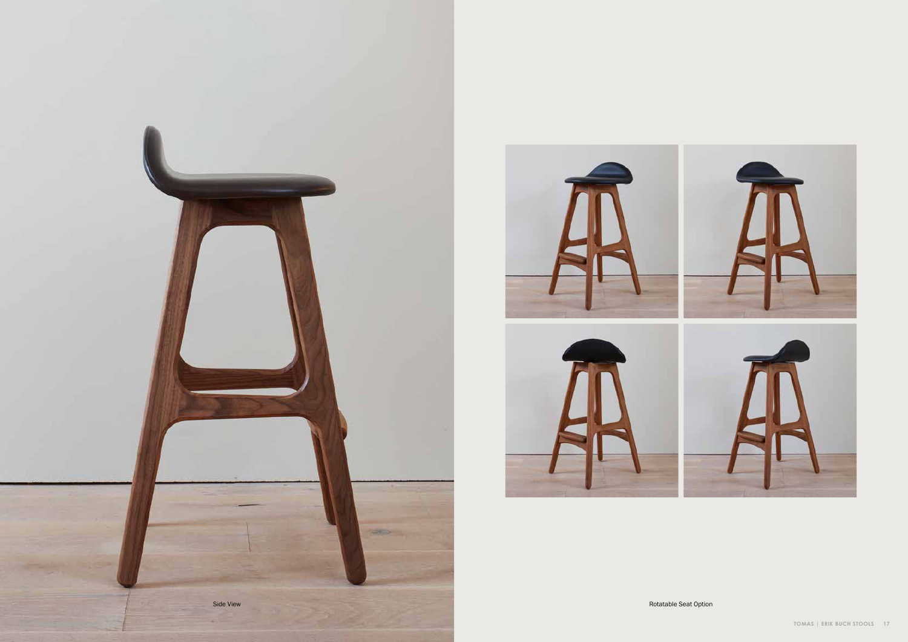Side View

Rotatable Seat Option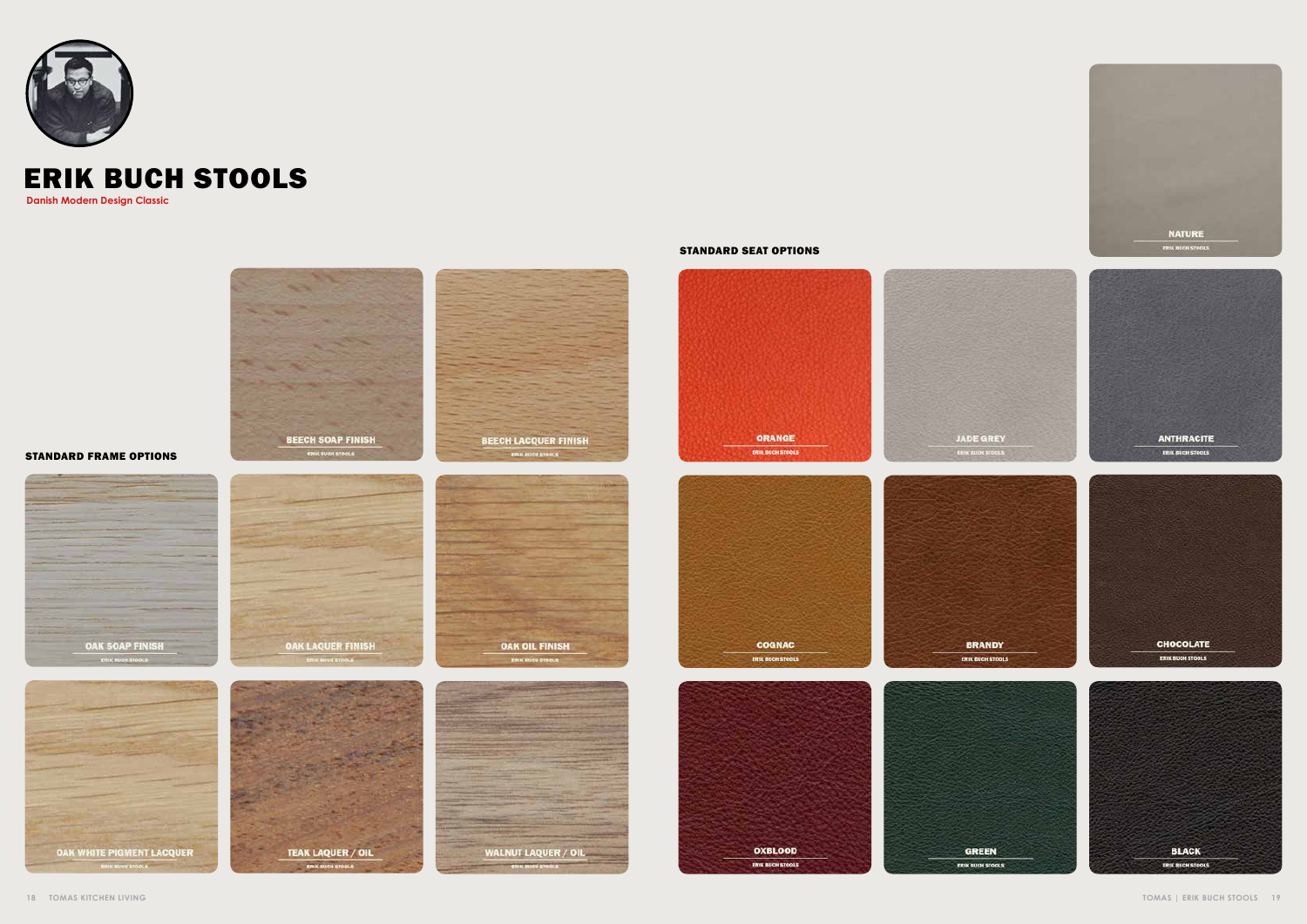# ERIK BUCH STOOLS

Danish Modern Design Classic

## STANDARD FRAME OPTIONS

- BEECH SOAP FINISH
- BEECH LACQUER FINISH
- OAK SOAP FINISH
- OAK LAQUER FINISH
- OAK OIL FINISH
- OAK WHITE PIGMENT LACQUER
- TEAK LAQUER / OIL
- WALNUT LAQUER / OIL

## STANDARD SEAT OPTIONS

- NATURE
- ORANGE
- JADE GREY
- ANTHRACITE
- COGNAC
- BRANDY
- CHOCOLATE
- OXBLOOD
- GREEN
- BLACK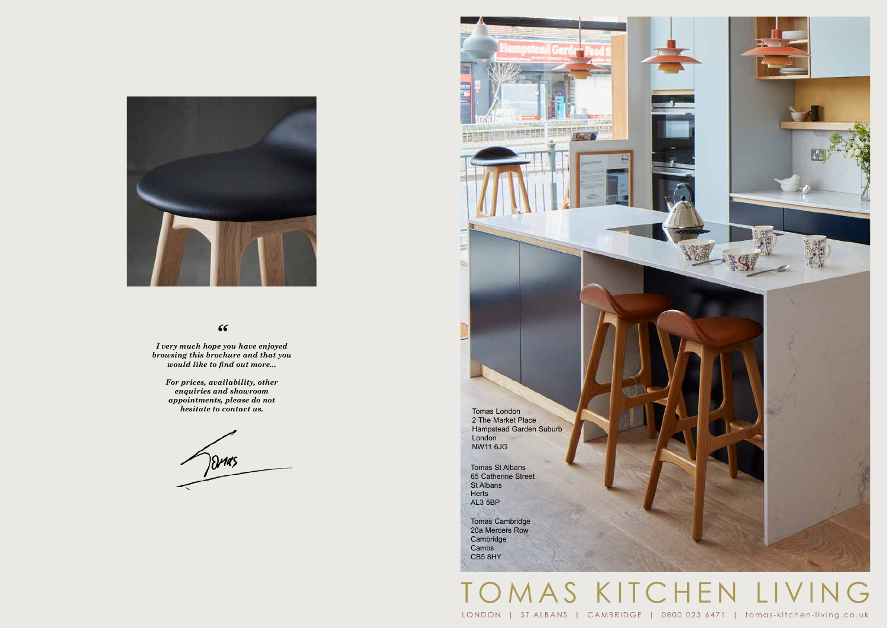*"I very much hope you have enjoyed browsing this brochure and that you would like to find out more...*

*For prices, availability, other enquiries and showroom appointments, please do not hesitate to contact us.*

Tomas London
2 The Market Place
Hampstead Garden Suburb
London
NW11 6JG

Tomas St Albans
65 Catherine Street
St Albans
Herts
AL3 5BP

Tomas Cambridge
20a Mercers Row
Cambridge
Cambs
CB5 8HY

# TOMAS KITCHEN LIVING

LONDON | ST ALBANS | CAMBRIDGE | 0800 023 6471 | tomas-kitchen-living.co.uk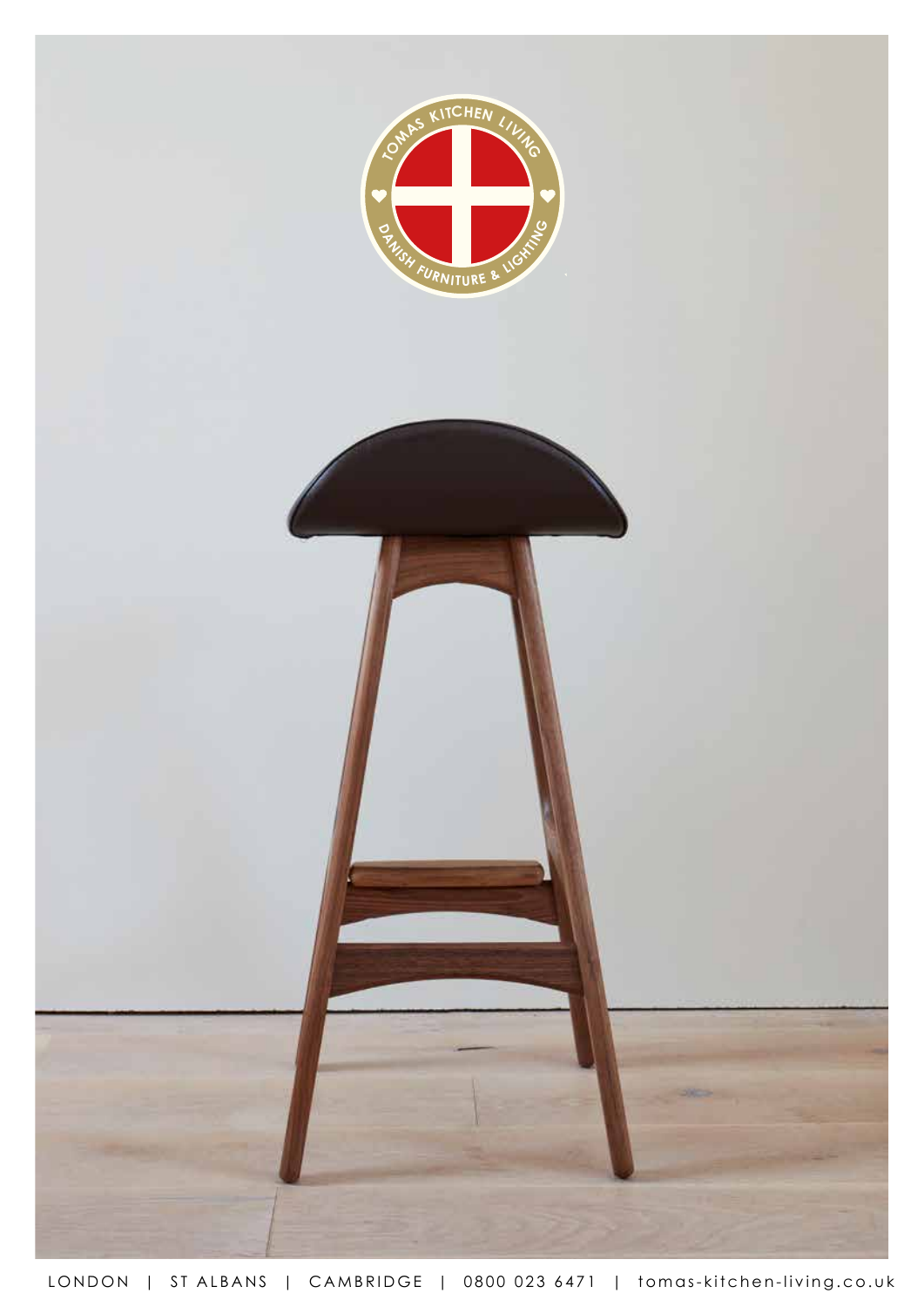TOMAS KITCHEN LIVING

DANISH FURNITURE & LIGHTING

LONDON | ST ALBANS | CAMBRIDGE | 0800 023 6471 | tomas-kitchen-living.co.uk